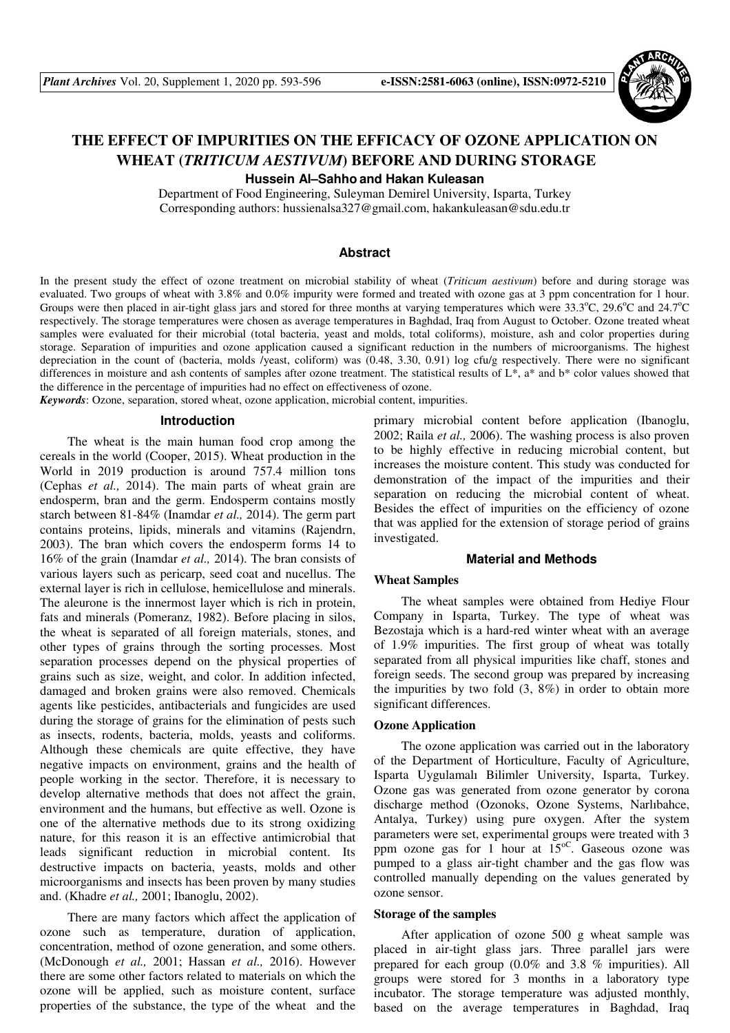# THE EFFECT OF IMPURITIES ON THE EFFICACY OF OZONE APPLICATION ON WHEAT (*TRITICUM AESTIVUM*) BEFORE AND DURING STORAGE

**Hussein Al–Sahho and Hakan Kuleasan**

Department of Food Engineering, Suleyman Demirel University, Isparta, Turkey
Corresponding authors: hussienalsa327@gmail.com, hakankuleasan@sdu.edu.tr

## Abstract

In the present study the effect of ozone treatment on microbial stability of wheat (*Triticum aestivum*) before and during storage was evaluated. Two groups of wheat with 3.8% and 0.0% impurity were formed and treated with ozone gas at 3 ppm concentration for 1 hour. Groups were then placed in air-tight glass jars and stored for three months at varying temperatures which were 33.3°C, 29.6°C and 24.7°C respectively. The storage temperatures were chosen as average temperatures in Baghdad, Iraq from August to October. Ozone treated wheat samples were evaluated for their microbial (total bacteria, yeast and molds, total coliforms), moisture, ash and color properties during storage. Separation of impurities and ozone application caused a significant reduction in the numbers of microorganisms. The highest depreciation in the count of (bacteria, molds /yeast, coliform) was (0.48, 3.30, 0.91) log cfu/g respectively. There were no significant differences in moisture and ash contents of samples after ozone treatment. The statistical results of L*, a* and b* color values showed that the difference in the percentage of impurities had no effect on effectiveness of ozone.

***Keywords***: Ozone, separation, stored wheat, ozone application, microbial content, impurities.

## Introduction

The wheat is the main human food crop among the cereals in the world (Cooper, 2015). Wheat production in the World in 2019 production is around 757.4 million tons (Cephas *et al.,* 2014). The main parts of wheat grain are endosperm, bran and the germ. Endosperm contains mostly starch between 81-84% (Inamdar *et al.,* 2014). The germ part contains proteins, lipids, minerals and vitamins (Rajendrn, 2003). The bran which covers the endosperm forms 14 to 16% of the grain (Inamdar *et al.,* 2014). The bran consists of various layers such as pericarp, seed coat and nucellus. The external layer is rich in cellulose, hemicellulose and minerals. The aleurone is the innermost layer which is rich in protein, fats and minerals (Pomeranz, 1982). Before placing in silos, the wheat is separated of all foreign materials, stones, and other types of grains through the sorting processes. Most separation processes depend on the physical properties of grains such as size, weight, and color. In addition infected, damaged and broken grains were also removed. Chemicals agents like pesticides, antibacterials and fungicides are used during the storage of grains for the elimination of pests such as insects, rodents, bacteria, molds, yeasts and coliforms. Although these chemicals are quite effective, they have negative impacts on environment, grains and the health of people working in the sector. Therefore, it is necessary to develop alternative methods that does not affect the grain, environment and the humans, but effective as well. Ozone is one of the alternative methods due to its strong oxidizing nature, for this reason it is an effective antimicrobial that leads significant reduction in microbial content. Its destructive impacts on bacteria, yeasts, molds and other microorganisms and insects has been proven by many studies and. (Khadre *et al.,* 2001; Ibanoglu, 2002).

There are many factors which affect the application of ozone such as temperature, duration of application, concentration, method of ozone generation, and some others. (McDonough *et al.,* 2001; Hassan *et al.,* 2016). However there are some other factors related to materials on which the ozone will be applied, such as moisture content, surface properties of the substance, the type of the wheat and the primary microbial content before application (Ibanoglu, 2002; Raila *et al.,* 2006). The washing process is also proven to be highly effective in reducing microbial content, but increases the moisture content. This study was conducted for demonstration of the impact of the impurities and their separation on reducing the microbial content of wheat. Besides the effect of impurities on the efficiency of ozone that was applied for the extension of storage period of grains investigated.

## Material and Methods

### Wheat Samples

The wheat samples were obtained from Hediye Flour Company in Isparta, Turkey. The type of wheat was Bezostaja which is a hard-red winter wheat with an average of 1.9% impurities. The first group of wheat was totally separated from all physical impurities like chaff, stones and foreign seeds. The second group was prepared by increasing the impurities by two fold (3, 8%) in order to obtain more significant differences.

### Ozone Application

The ozone application was carried out in the laboratory of the Department of Horticulture, Faculty of Agriculture, Isparta Uygulamalı Bilimler University, Isparta, Turkey. Ozone gas was generated from ozone generator by corona discharge method (Ozonoks, Ozone Systems, Narlıbahce, Antalya, Turkey) using pure oxygen. After the system parameters were set, experimental groups were treated with 3 ppm ozone gas for 1 hour at 15°C. Gaseous ozone was pumped to a glass air-tight chamber and the gas flow was controlled manually depending on the values generated by ozone sensor.

### Storage of the samples

After application of ozone 500 g wheat sample was placed in air-tight glass jars. Three parallel jars were prepared for each group (0.0% and 3.8 % impurities). All groups were stored for 3 months in a laboratory type incubator. The storage temperature was adjusted monthly, based on the average temperatures in Baghdad, Iraq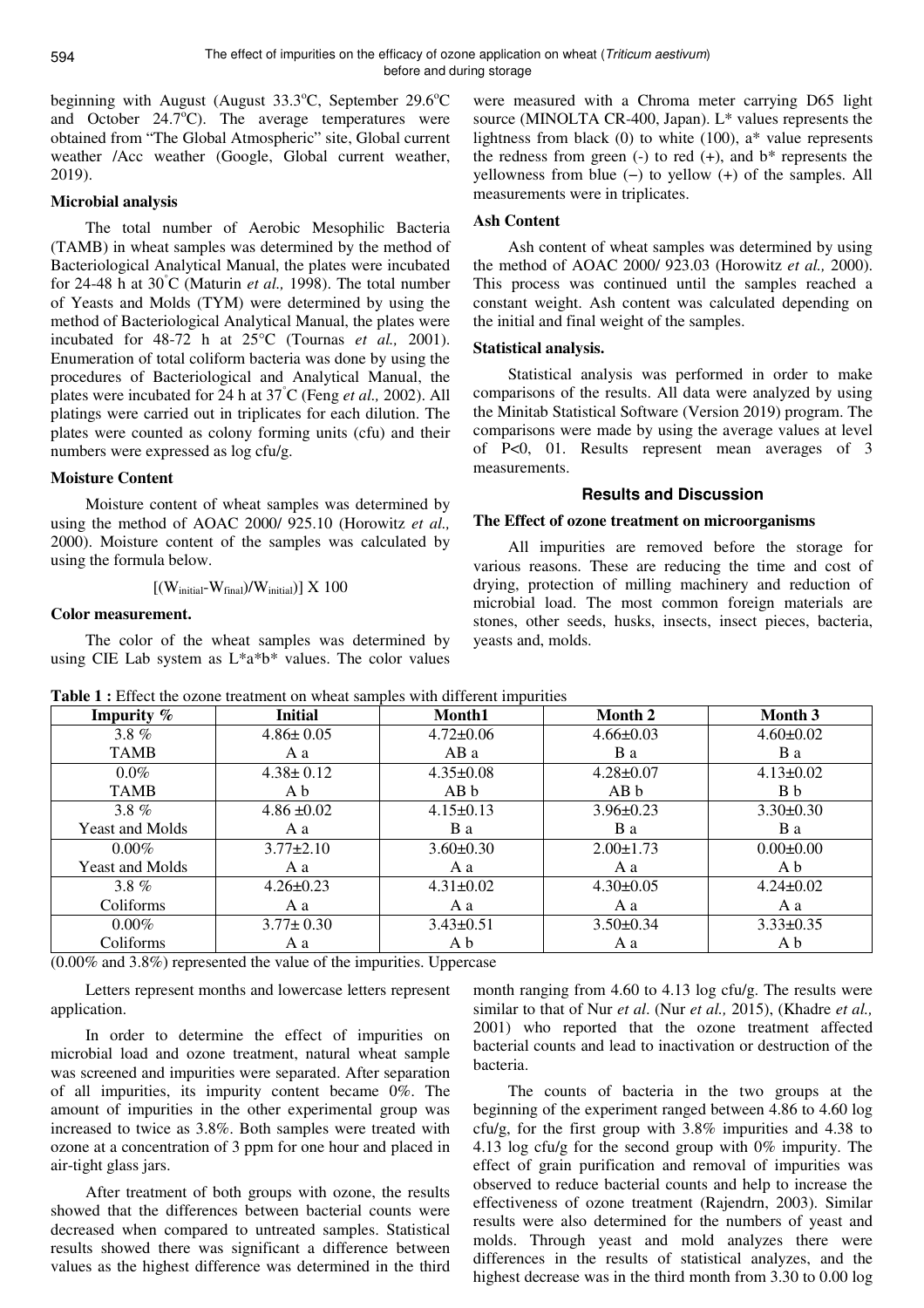beginning with August (August 33.3°C, September 29.6°C and October 24.7°C). The average temperatures were obtained from "The Global Atmospheric" site, Global current weather /Acc weather (Google, Global current weather, 2019).

### Microbial analysis

The total number of Aerobic Mesophilic Bacteria (TAMB) in wheat samples was determined by the method of Bacteriological Analytical Manual, the plates were incubated for 24-48 h at 30°C (Maturin *et al.,* 1998). The total number of Yeasts and Molds (TYM) were determined by using the method of Bacteriological Analytical Manual, the plates were incubated for 48-72 h at 25°C (Tournas *et al.,* 2001). Enumeration of total coliform bacteria was done by using the procedures of Bacteriological and Analytical Manual, the plates were incubated for 24 h at 37°C (Feng *et al.,* 2002). All platings were carried out in triplicates for each dilution. The plates were counted as colony forming units (cfu) and their numbers were expressed as log cfu/g.

### Moisture Content

Moisture content of wheat samples was determined by using the method of AOAC 2000/ 925.10 (Horowitz *et al.,* 2000). Moisture content of the samples was calculated by using the formula below.

$$[(W_{initial}-W_{final})/W_{initial})] \times 100$$

### Color measurement.

The color of the wheat samples was determined by using CIE Lab system as L\*a\*b\* values. The color values were measured with a Chroma meter carrying D65 light source (MINOLTA CR-400, Japan). L\* values represents the lightness from black (0) to white (100), a\* value represents the redness from green (-) to red (+), and b\* represents the yellowness from blue (−) to yellow (+) of the samples. All measurements were in triplicates.

### Ash Content

Ash content of wheat samples was determined by using the method of AOAC 2000/ 923.03 (Horowitz *et al.,* 2000). This process was continued until the samples reached a constant weight. Ash content was calculated depending on the initial and final weight of the samples.

### Statistical analysis.

Statistical analysis was performed in order to make comparisons of the results. All data were analyzed by using the Minitab Statistical Software (Version 2019) program. The comparisons were made by using the average values at level of P<0, 01. Results represent mean averages of 3 measurements.

## Results and Discussion

### The Effect of ozone treatment on microorganisms

All impurities are removed before the storage for various reasons. These are reducing the time and cost of drying, protection of milling machinery and reduction of microbial load. The most common foreign materials are stones, other seeds, husks, insects, insect pieces, bacteria, yeasts and, molds.

**Table 1 :** Effect the ozone treatment on wheat samples with different impurities

| Impurity % | Initial | Month1 | Month 2 | Month 3 |
|---|---|---|---|---|
| 3.8 % TAMB | 4.86± 0.05 A a | 4.72±0.06 AB a | 4.66±0.03 B a | 4.60±0.02 B a |
| 0.0% TAMB | 4.38± 0.12 A b | 4.35±0.08 AB b | 4.28±0.07 AB b | 4.13±0.02 B b |
| 3.8 % Yeast and Molds | 4.86 ±0.02 A a | 4.15±0.13 B a | 3.96±0.23 B a | 3.30±0.30 B a |
| 0.00% Yeast and Molds | 3.77±2.10 A a | 3.60±0.30 A a | 2.00±1.73 A a | 0.00±0.00 A b |
| 3.8 % Coliforms | 4.26±0.23 A a | 4.31±0.02 A a | 4.30±0.05 A a | 4.24±0.02 A a |
| 0.00% Coliforms | 3.77± 0.30 A a | 3.43±0.51 A b | 3.50±0.34 A a | 3.33±0.35 A b |

(0.00% and 3.8%) represented the value of the impurities. Uppercase

Letters represent months and lowercase letters represent application.

In order to determine the effect of impurities on microbial load and ozone treatment, natural wheat sample was screened and impurities were separated. After separation of all impurities, its impurity content became 0%. The amount of impurities in the other experimental group was increased to twice as 3.8%. Both samples were treated with ozone at a concentration of 3 ppm for one hour and placed in air-tight glass jars.

After treatment of both groups with ozone, the results showed that the differences between bacterial counts were decreased when compared to untreated samples. Statistical results showed there was significant a difference between values as the highest difference was determined in the third month ranging from 4.60 to 4.13 log cfu/g. The results were similar to that of Nur *et al.* (Nur *et al.,* 2015), (Khadre *et al.,* 2001) who reported that the ozone treatment affected bacterial counts and lead to inactivation or destruction of the bacteria.

The counts of bacteria in the two groups at the beginning of the experiment ranged between 4.86 to 4.60 log cfu/g, for the first group with 3.8% impurities and 4.38 to 4.13 log cfu/g for the second group with 0% impurity. The effect of grain purification and removal of impurities was observed to reduce bacterial counts and help to increase the effectiveness of ozone treatment (Rajendrn, 2003). Similar results were also determined for the numbers of yeast and molds. Through yeast and mold analyzes there were differences in the results of statistical analyzes, and the highest decrease was in the third month from 3.30 to 0.00 log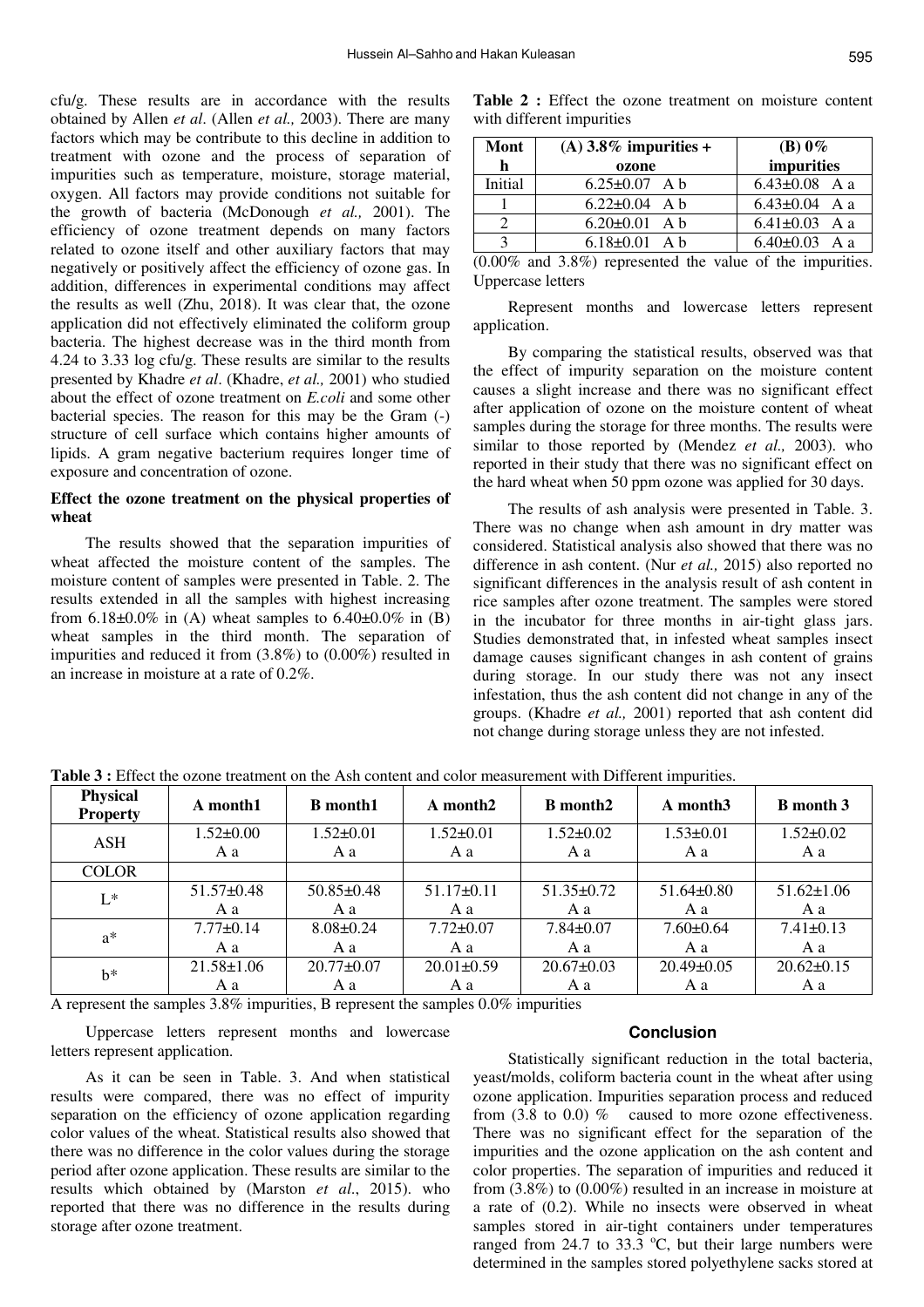cfu/g. These results are in accordance with the results obtained by Allen *et al*. (Allen *et al.,* 2003). There are many factors which may be contribute to this decline in addition to treatment with ozone and the process of separation of impurities such as temperature, moisture, storage material, oxygen. All factors may provide conditions not suitable for the growth of bacteria (McDonough *et al.,* 2001). The efficiency of ozone treatment depends on many factors related to ozone itself and other auxiliary factors that may negatively or positively affect the efficiency of ozone gas. In addition, differences in experimental conditions may affect the results as well (Zhu, 2018). It was clear that, the ozone application did not effectively eliminated the coliform group bacteria. The highest decrease was in the third month from 4.24 to 3.33 log cfu/g. These results are similar to the results presented by Khadre *et al*. (Khadre, *et al.,* 2001) who studied about the effect of ozone treatment on *E.coli* and some other bacterial species. The reason for this may be the Gram (-) structure of cell surface which contains higher amounts of lipids. A gram negative bacterium requires longer time of exposure and concentration of ozone.

### Effect the ozone treatment on the physical properties of wheat

The results showed that the separation impurities of wheat affected the moisture content of the samples. The moisture content of samples were presented in Table. 2. The results extended in all the samples with highest increasing from 6.18±0.0% in (A) wheat samples to 6.40±0.0% in (B) wheat samples in the third month. The separation of impurities and reduced it from (3.8%) to (0.00%) resulted in an increase in moisture at a rate of 0.2%.

**Table 2 :** Effect the ozone treatment on moisture content with different impurities

| Month | (A) 3.8% impurities + ozone | (B) 0% impurities |
|---|---|---|
| Initial | 6.25±0.07 A b | 6.43±0.08 A a |
| 1 | 6.22±0.04 A b | 6.43±0.04 A a |
| 2 | 6.20±0.01 A b | 6.41±0.03 A a |
| 3 | 6.18±0.01 A b | 6.40±0.03 A a |

(0.00% and 3.8%) represented the value of the impurities. Uppercase letters

Represent months and lowercase letters represent application.

By comparing the statistical results, observed was that the effect of impurity separation on the moisture content causes a slight increase and there was no significant effect after application of ozone on the moisture content of wheat samples during the storage for three months. The results were similar to those reported by (Mendez *et al.,* 2003). who reported in their study that there was no significant effect on the hard wheat when 50 ppm ozone was applied for 30 days.

The results of ash analysis were presented in Table. 3. There was no change when ash amount in dry matter was considered. Statistical analysis also showed that there was no difference in ash content. (Nur *et al.,* 2015) also reported no significant differences in the analysis result of ash content in rice samples after ozone treatment. The samples were stored in the incubator for three months in air-tight glass jars. Studies demonstrated that, in infested wheat samples insect damage causes significant changes in ash content of grains during storage. In our study there was not any insect infestation, thus the ash content did not change in any of the groups. (Khadre *et al.,* 2001) reported that ash content did not change during storage unless they are not infested.

**Table 3 :** Effect the ozone treatment on the Ash content and color measurement with Different impurities.

| Physical Property | A month1 | B month1 | A month2 | B month2 | A month3 | B month 3 |
|---|---|---|---|---|---|---|
| ASH | 1.52±0.00 A a | 1.52±0.01 A a | 1.52±0.01 A a | 1.52±0.02 A a | 1.53±0.01 A a | 1.52±0.02 A a |
| COLOR | | | | | | |
| L* | 51.57±0.48 A a | 50.85±0.48 A a | 51.17±0.11 A a | 51.35±0.72 A a | 51.64±0.80 A a | 51.62±1.06 A a |
| a* | 7.77±0.14 A a | 8.08±0.24 A a | 7.72±0.07 A a | 7.84±0.07 A a | 7.60±0.64 A a | 7.41±0.13 A a |
| b* | 21.58±1.06 A a | 20.77±0.07 A a | 20.01±0.59 A a | 20.67±0.03 A a | 20.49±0.05 A a | 20.62±0.15 A a |

A represent the samples 3.8% impurities, B represent the samples 0.0% impurities

Uppercase letters represent months and lowercase letters represent application.

As it can be seen in Table. 3. And when statistical results were compared, there was no effect of impurity separation on the efficiency of ozone application regarding color values of the wheat. Statistical results also showed that there was no difference in the color values during the storage period after ozone application. These results are similar to the results which obtained by (Marston *et al*., 2015). who reported that there was no difference in the results during storage after ozone treatment.

## Conclusion

Statistically significant reduction in the total bacteria, yeast/molds, coliform bacteria count in the wheat after using ozone application. Impurities separation process and reduced from (3.8 to 0.0) % caused to more ozone effectiveness. There was no significant effect for the separation of the impurities and the ozone application on the ash content and color properties. The separation of impurities and reduced it from (3.8%) to (0.00%) resulted in an increase in moisture at a rate of (0.2). While no insects were observed in wheat samples stored in air-tight containers under temperatures ranged from 24.7 to 33.3 °C, but their large numbers were determined in the samples stored polyethylene sacks stored at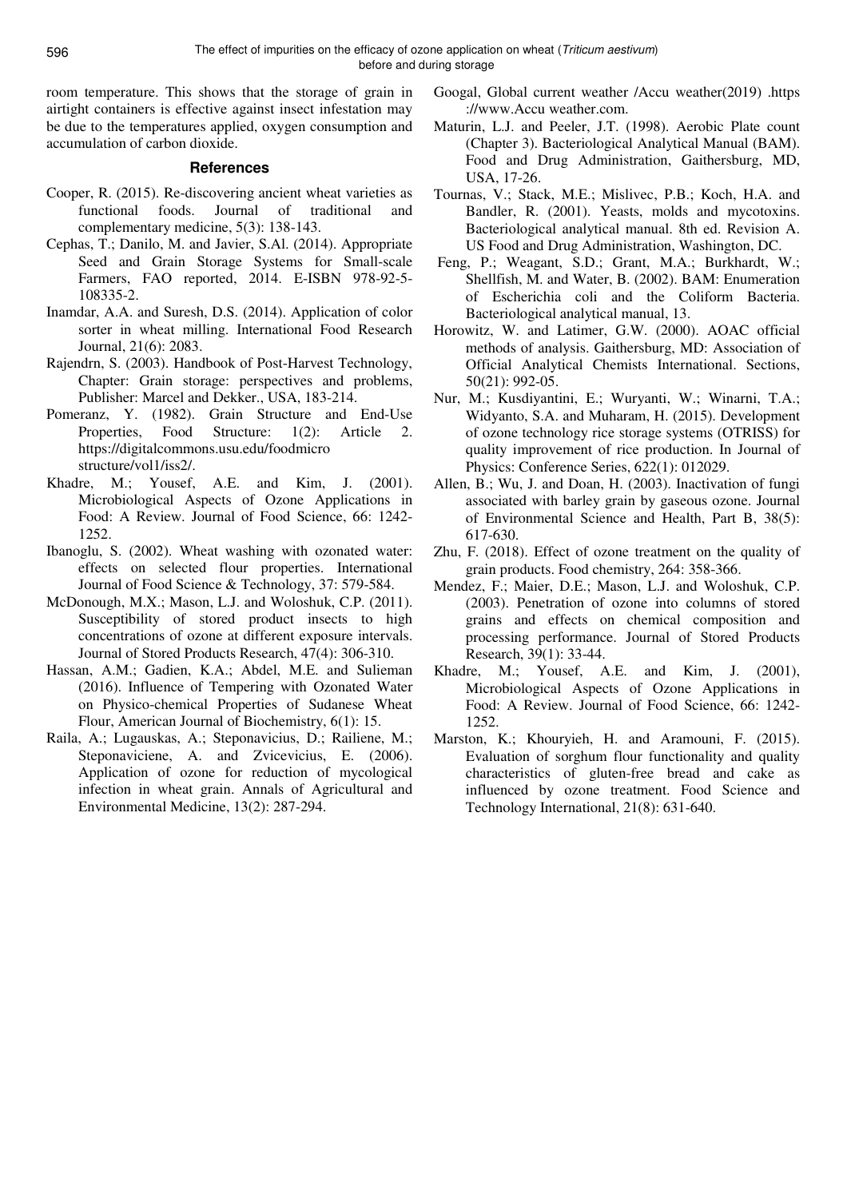room temperature. This shows that the storage of grain in airtight containers is effective against insect infestation may be due to the temperatures applied, oxygen consumption and accumulation of carbon dioxide.

## References

Cooper, R. (2015). Re-discovering ancient wheat varieties as functional foods. Journal of traditional and complementary medicine, 5(3): 138-143.

Cephas, T.; Danilo, M. and Javier, S.Al. (2014). Appropriate Seed and Grain Storage Systems for Small-scale Farmers, FAO reported, 2014. E-ISBN 978-92-5-108335-2.

Inamdar, A.A. and Suresh, D.S. (2014). Application of color sorter in wheat milling. International Food Research Journal, 21(6): 2083.

Rajendrn, S. (2003). Handbook of Post-Harvest Technology, Chapter: Grain storage: perspectives and problems, Publisher: Marcel and Dekker., USA, 183-214.

Pomeranz, Y. (1982). Grain Structure and End-Use Properties, Food Structure: 1(2): Article 2. https://digitalcommons.usu.edu/foodmicro structure/vol1/iss2/.

Khadre, M.; Yousef, A.E. and Kim, J. (2001). Microbiological Aspects of Ozone Applications in Food: A Review. Journal of Food Science, 66: 1242-1252.

Ibanoglu, S. (2002). Wheat washing with ozonated water: effects on selected flour properties. International Journal of Food Science & Technology, 37: 579-584.

McDonough, M.X.; Mason, L.J. and Woloshuk, C.P. (2011). Susceptibility of stored product insects to high concentrations of ozone at different exposure intervals. Journal of Stored Products Research, 47(4): 306-310.

Hassan, A.M.; Gadien, K.A.; Abdel, M.E. and Sulieman (2016). Influence of Tempering with Ozonated Water on Physico-chemical Properties of Sudanese Wheat Flour, American Journal of Biochemistry, 6(1): 15.

Raila, A.; Lugauskas, A.; Steponavicius, D.; Railiene, M.; Steponaviciene, A. and Zvicevicius, E. (2006). Application of ozone for reduction of mycological infection in wheat grain. Annals of Agricultural and Environmental Medicine, 13(2): 287-294.

Googal, Global current weather /Accu weather(2019) .https ://www.Accu weather.com.

Maturin, L.J. and Peeler, J.T. (1998). Aerobic Plate count (Chapter 3). Bacteriological Analytical Manual (BAM). Food and Drug Administration, Gaithersburg, MD, USA, 17-26.

Tournas, V.; Stack, M.E.; Mislivec, P.B.; Koch, H.A. and Bandler, R. (2001). Yeasts, molds and mycotoxins. Bacteriological analytical manual. 8th ed. Revision A. US Food and Drug Administration, Washington, DC.

Feng, P.; Weagant, S.D.; Grant, M.A.; Burkhardt, W.; Shellfish, M. and Water, B. (2002). BAM: Enumeration of Escherichia coli and the Coliform Bacteria. Bacteriological analytical manual, 13.

Horowitz, W. and Latimer, G.W. (2000). AOAC official methods of analysis. Gaithersburg, MD: Association of Official Analytical Chemists International. Sections, 50(21): 992-05.

Nur, M.; Kusdiyantini, E.; Wuryanti, W.; Winarni, T.A.; Widyanto, S.A. and Muharam, H. (2015). Development of ozone technology rice storage systems (OTRISS) for quality improvement of rice production. In Journal of Physics: Conference Series, 622(1): 012029.

Allen, B.; Wu, J. and Doan, H. (2003). Inactivation of fungi associated with barley grain by gaseous ozone. Journal of Environmental Science and Health, Part B, 38(5): 617-630.

Zhu, F. (2018). Effect of ozone treatment on the quality of grain products. Food chemistry, 264: 358-366.

Mendez, F.; Maier, D.E.; Mason, L.J. and Woloshuk, C.P. (2003). Penetration of ozone into columns of stored grains and effects on chemical composition and processing performance. Journal of Stored Products Research, 39(1): 33-44.

Khadre, M.; Yousef, A.E. and Kim, J. (2001), Microbiological Aspects of Ozone Applications in Food: A Review. Journal of Food Science, 66: 1242-1252.

Marston, K.; Khouryieh, H. and Aramouni, F. (2015). Evaluation of sorghum flour functionality and quality characteristics of gluten-free bread and cake as influenced by ozone treatment. Food Science and Technology International, 21(8): 631-640.